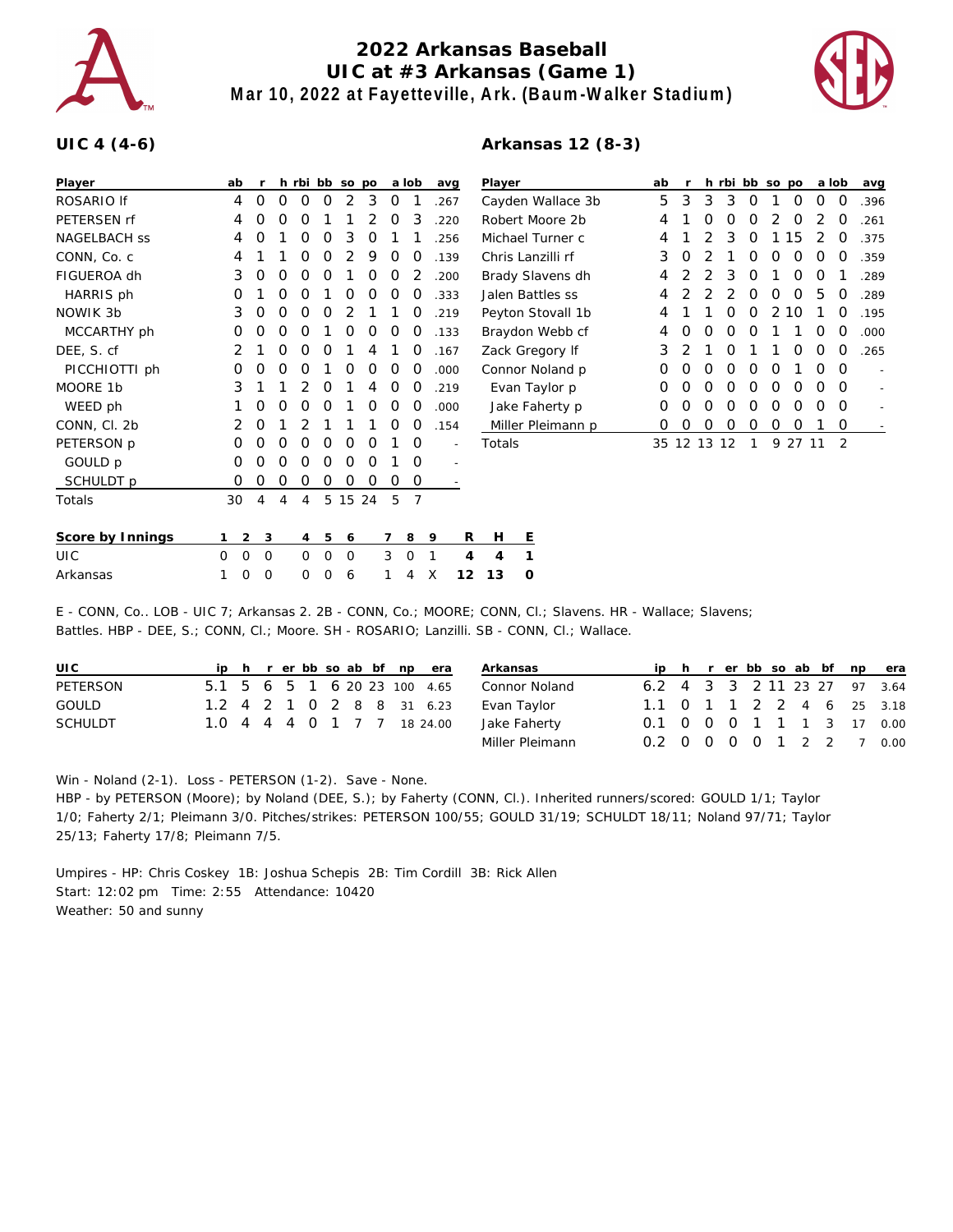# 2022 Arkansas Baseball
## UIC at #3 Arkansas (Game 1)
### Mar 10, 2022 at Fayetteville, Ark. (Baum-Walker Stadium)

**UIC 4 (4-6)**

| Player | ab | r | h | rbi | bb | so | po | a | lob | avg |
|---|---|---|---|---|---|---|---|---|---|---|
| ROSARIO lf | 4 | 0 | 0 | 0 | 0 | 2 | 3 | 0 | 1 | .267 |
| PETERSEN rf | 4 | 0 | 0 | 0 | 1 | 1 | 2 | 0 | 3 | .220 |
| NAGELBACH ss | 4 | 0 | 1 | 0 | 0 | 3 | 0 | 1 | 1 | .256 |
| CONN, Co. c | 4 | 1 | 1 | 0 | 0 | 2 | 9 | 0 | 0 | .139 |
| FIGUEROA dh | 3 | 0 | 0 | 0 | 0 | 1 | 0 | 0 | 2 | .200 |
| HARRIS ph | 0 | 1 | 0 | 0 | 1 | 0 | 0 | 0 | 0 | .333 |
| NOWIK 3b | 3 | 0 | 0 | 0 | 0 | 2 | 1 | 1 | 0 | .219 |
| MCCARTHY ph | 0 | 0 | 0 | 0 | 1 | 0 | 0 | 0 | 0 | .133 |
| DEE, S. cf | 2 | 1 | 0 | 0 | 0 | 1 | 4 | 1 | 0 | .167 |
| PICCHIOTTI ph | 0 | 0 | 0 | 0 | 1 | 0 | 0 | 0 | 0 | .000 |
| MOORE 1b | 3 | 1 | 1 | 2 | 0 | 1 | 4 | 0 | 0 | .219 |
| WEED ph | 1 | 0 | 0 | 0 | 0 | 1 | 0 | 0 | 0 | .000 |
| CONN, Cl. 2b | 2 | 0 | 1 | 2 | 1 | 1 | 1 | 0 | 0 | .154 |
| PETERSON p | 0 | 0 | 0 | 0 | 0 | 0 | 0 | 1 | 0 | - |
| GOULD p | 0 | 0 | 0 | 0 | 0 | 0 | 0 | 1 | 0 | - |
| SCHULDT p | 0 | 0 | 0 | 0 | 0 | 0 | 0 | 0 | 0 | - |
| Totals | 30 | 4 | 4 | 4 | 5 | 15 | 24 | 5 | 7 | |

**Arkansas 12 (8-3)**

| Player | ab | r | h | rbi | bb | so | po | a | lob | avg |
|---|---|---|---|---|---|---|---|---|---|---|
| Cayden Wallace 3b | 5 | 3 | 3 | 3 | 0 | 1 | 0 | 0 | 0 | .396 |
| Robert Moore 2b | 4 | 1 | 0 | 0 | 0 | 2 | 0 | 2 | 0 | .261 |
| Michael Turner c | 4 | 1 | 2 | 3 | 0 | 1 | 15 | 2 | 0 | .375 |
| Chris Lanzilli rf | 3 | 0 | 2 | 1 | 0 | 0 | 0 | 0 | 0 | .359 |
| Brady Slavens dh | 4 | 2 | 2 | 3 | 0 | 1 | 0 | 0 | 1 | .289 |
| Jalen Battles ss | 4 | 2 | 2 | 2 | 0 | 0 | 0 | 5 | 0 | .289 |
| Peyton Stovall 1b | 4 | 1 | 1 | 0 | 0 | 2 | 10 | 1 | 0 | .195 |
| Braydon Webb cf | 4 | 0 | 0 | 0 | 0 | 1 | 1 | 0 | 0 | .000 |
| Zack Gregory lf | 3 | 2 | 1 | 0 | 1 | 1 | 0 | 0 | 0 | .265 |
| Connor Noland p | 0 | 0 | 0 | 0 | 0 | 0 | 1 | 0 | 0 | - |
| Evan Taylor p | 0 | 0 | 0 | 0 | 0 | 0 | 0 | 0 | 0 | - |
| Jake Faherty p | 0 | 0 | 0 | 0 | 0 | 0 | 0 | 0 | 0 | - |
| Miller Pleimann p | 0 | 0 | 0 | 0 | 0 | 0 | 0 | 1 | 0 | - |
| Totals | 35 | 12 | 13 | 12 | 1 | 9 | 27 | 11 | 2 | |

| Score by Innings | 1 | 2 | 3 | 4 | 5 | 6 | 7 | 8 | 9 | R | H | E |
|---|---|---|---|---|---|---|---|---|---|---|---|---|
| UIC | 0 | 0 | 0 | 0 | 0 | 0 | 3 | 0 | 1 | 4 | 4 | 1 |
| Arkansas | 1 | 0 | 0 | 0 | 0 | 6 | 1 | 4 | X | 12 | 13 | 0 |

E - CONN, Co.. LOB - UIC 7; Arkansas 2. 2B - CONN, Co.; MOORE; CONN, Cl.; Slavens. HR - Wallace; Slavens; Battles. HBP - DEE, S.; CONN, Cl.; Moore. SH - ROSARIO; Lanzilli. SB - CONN, Cl.; Wallace.

| UIC | ip | h | r | er | bb | so | ab | bf | np | era |
|---|---|---|---|---|---|---|---|---|---|---|
| PETERSON | 5.1 | 5 | 6 | 5 | 1 | 6 | 20 | 23 | 100 | 4.65 |
| GOULD | 1.2 | 4 | 2 | 1 | 0 | 2 | 8 | 8 | 31 | 6.23 |
| SCHULDT | 1.0 | 4 | 4 | 4 | 0 | 1 | 7 | 7 | 18 | 24.00 |

| Arkansas | ip | h | r | er | bb | so | ab | bf | np | era |
|---|---|---|---|---|---|---|---|---|---|---|
| Connor Noland | 6.2 | 4 | 3 | 3 | 2 | 11 | 23 | 27 | 97 | 3.64 |
| Evan Taylor | 1.1 | 0 | 1 | 1 | 2 | 2 | 4 | 6 | 25 | 3.18 |
| Jake Faherty | 0.1 | 0 | 0 | 0 | 1 | 1 | 1 | 3 | 17 | 0.00 |
| Miller Pleimann | 0.2 | 0 | 0 | 0 | 0 | 1 | 2 | 2 | 7 | 0.00 |

Win - Noland (2-1). Loss - PETERSON (1-2). Save - None.
HBP - by PETERSON (Moore); by Noland (DEE, S.); by Faherty (CONN, Cl.). Inherited runners/scored: GOULD 1/1; Taylor 1/0; Faherty 2/1; Pleimann 3/0. Pitches/strikes: PETERSON 100/55; GOULD 31/19; SCHULDT 18/11; Noland 97/71; Taylor 25/13; Faherty 17/8; Pleimann 7/5.

Umpires - HP: Chris Coskey 1B: Joshua Schepis 2B: Tim Cordill 3B: Rick Allen
Start: 12:02 pm Time: 2:55 Attendance: 10420
Weather: 50 and sunny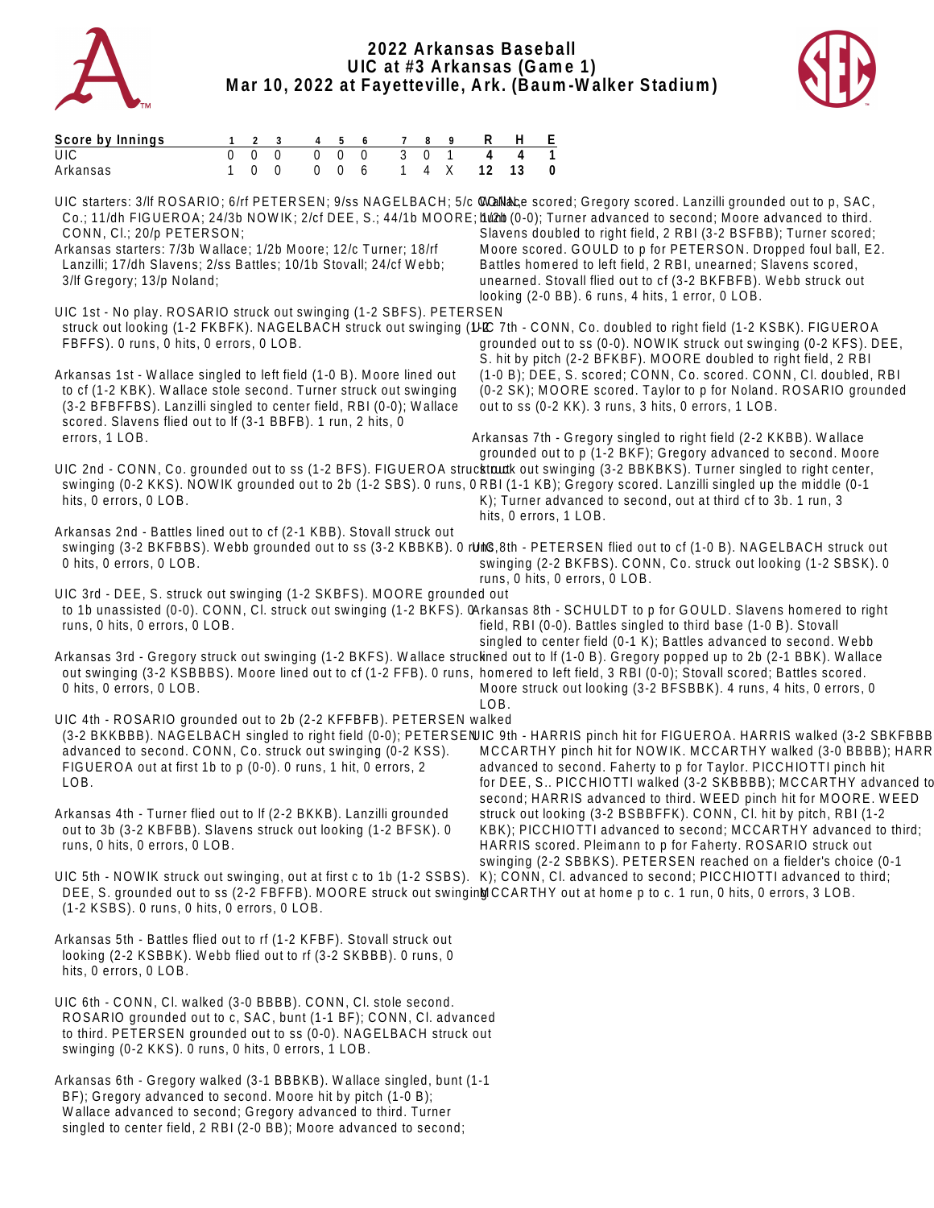# 2022 Arkansas Baseball
## UIC at #3 Arkansas (Game 1)
## Mar 10, 2022 at Fayetteville, Ark. (Baum-Walker Stadium)

| Score by Innings | 1 | 2 | 3 | 4 | 5 | 6 | 7 | 8 | 9 | R | H | E |
|---|---|---|---|---|---|---|---|---|---|---|---|---|
| UIC | 0 | 0 | 0 | 0 | 0 | 0 | 3 | 0 | 1 | 4 | 4 | 1 |
| Arkansas | 1 | 0 | 0 | 0 | 0 | 6 | 1 | 4 | X | 12 | 13 | 0 |

UIC starters: 3/lf ROSARIO; 6/rf PETERSEN; 9/ss NAGELBACH; 5/c CONN, Co.; 11/dh FIGUEROA; 24/3b NOWIK; 2/cf DEE, S.; 44/1b MOORE; 1/2b CONN, Cl.; 20/p PETERSON;

Arkansas starters: 7/3b Wallace; 1/2b Moore; 12/c Turner; 18/rf Lanzilli; 17/dh Slavens; 2/ss Battles; 10/1b Stovall; 24/cf Webb; 3/lf Gregory; 13/p Noland;

UIC 1st - No play. ROSARIO struck out swinging (1-2 SBFS). PETERSEN struck out looking (1-2 FKBFK). NAGELBACH struck out swinging (1-2 FBFFS). 0 runs, 0 hits, 0 errors, 0 LOB.

Arkansas 1st - Wallace singled to left field (1-0 B). Moore lined out to cf (1-2 KBK). Wallace stole second. Turner struck out swinging (3-2 BFBFFBS). Lanzilli singled to center field, RBI (0-0); Wallace scored. Slavens flied out to lf (3-1 BBFB). 1 run, 2 hits, 0 errors, 1 LOB.

UIC 2nd - CONN, Co. grounded out to ss (1-2 BFS). FIGUEROA struck out swinging (0-2 KKS). NOWIK grounded out to 2b (1-2 SBS). 0 runs, 0 hits, 0 errors, 0 LOB.

Arkansas 2nd - Battles lined out to cf (2-1 KBB). Stovall struck out swinging (3-2 BKFBBS). Webb grounded out to ss (3-2 KBBKB). 0 runs, 0 hits, 0 errors, 0 LOB.

UIC 3rd - DEE, S. struck out swinging (1-2 SKBFS). MOORE grounded out to 1b unassisted (0-0). CONN, Cl. struck out swinging (1-2 BKFS). 0 runs, 0 hits, 0 errors, 0 LOB.

Arkansas 3rd - Gregory struck out swinging (1-2 BKFS). Wallace struck out swinging (3-2 KSBBBS). Moore lined out to cf (1-2 FFB). 0 runs, 0 hits, 0 errors, 0 LOB.

UIC 4th - ROSARIO grounded out to 2b (2-2 KFFBFB). PETERSEN walked (3-2 BKKBBB). NAGELBACH singled to right field (0-0); PETERSEN advanced to second. CONN, Co. struck out swinging (0-2 KSS). FIGUEROA out at first 1b to p (0-0). 0 runs, 1 hit, 0 errors, 2 LOB.

Arkansas 4th - Turner flied out to lf (2-2 BKKB). Lanzilli grounded out to 3b (3-2 KBFBB). Slavens struck out looking (1-2 BFSK). 0 runs, 0 hits, 0 errors, 0 LOB.

UIC 5th - NOWIK struck out swinging, out at first c to 1b (1-2 SSBS). DEE, S. grounded out to ss (2-2 FBFFB). MOORE struck out swinging (1-2 KSBS). 0 runs, 0 hits, 0 errors, 0 LOB.

Arkansas 5th - Battles flied out to rf (1-2 KFBF). Stovall struck out looking (2-2 KSBBK). Webb flied out to rf (3-2 SKBBB). 0 runs, 0 hits, 0 errors, 0 LOB.

UIC 6th - CONN, Cl. walked (3-0 BBBB). CONN, Cl. stole second. ROSARIO grounded out to c, SAC, bunt (1-1 BF); CONN, Cl. advanced to third. PETERSEN grounded out to ss (0-0). NAGELBACH struck out swinging (0-2 KKS). 0 runs, 0 hits, 0 errors, 1 LOB.

Arkansas 6th - Gregory walked (3-1 BBBKB). Wallace singled, bunt (1-1 BF); Gregory advanced to second. Moore hit by pitch (1-0 B); Wallace advanced to second; Gregory advanced to third. Turner singled to center field, 2 RBI (2-0 BB); Moore advanced to second; Wallace scored; Gregory scored. Lanzilli grounded out to p, SAC, bunt (0-0); Turner advanced to second; Moore advanced to third. Slavens doubled to right field, 2 RBI (3-2 BSFBB); Turner scored; Moore scored. GOULD to p for PETERSON. Dropped foul ball, E2. Battles homered to left field, 2 RBI, unearned; Slavens scored, unearned. Stovall flied out to cf (3-2 BKFBFB). Webb struck out looking (2-0 BB). 6 runs, 4 hits, 1 error, 0 LOB.

UIC 7th - CONN, Co. doubled to right field (1-2 KSBK). FIGUEROA grounded out to ss (0-0). NOWIK struck out swinging (0-2 KFS). DEE, S. hit by pitch (2-2 BFKBF). MOORE doubled to right field, 2 RBI (1-0 B); DEE, S. scored; CONN, Co. scored. CONN, Cl. doubled, RBI (0-2 SK); MOORE scored. Taylor to p for Noland. ROSARIO grounded out to ss (0-2 KK). 3 runs, 3 hits, 0 errors, 1 LOB.

Arkansas 7th - Gregory singled to right field (2-2 KKBB). Wallace grounded out to p (1-2 BKF); Gregory advanced to second. Moore struck out swinging (3-2 BBKBKS). Turner singled to right center, RBI (1-1 KB); Gregory scored. Lanzilli singled up the middle (0-1 K); Turner advanced to second, out at third cf to 3b. 1 run, 3 hits, 0 errors, 1 LOB.

UIC 8th - PETERSEN flied out to cf (1-0 B). NAGELBACH struck out swinging (2-2 BKFBS). CONN, Co. struck out looking (1-2 SBSK). 0 runs, 0 hits, 0 errors, 0 LOB.

Arkansas 8th - SCHULDT to p for GOULD. Slavens homered to right field, RBI (0-0). Battles singled to third base (1-0 B). Stovall singled to center field (0-1 K); Battles advanced to second. Webb lined out to lf (1-0 B). Gregory popped up to 2b (2-1 BBK). Wallace homered to left field, 3 RBI (0-0); Stovall scored; Battles scored. Moore struck out looking (3-2 BFSBBK). 4 runs, 4 hits, 0 errors, 0 LOB.

UIC 9th - HARRIS pinch hit for FIGUEROA. HARRIS walked (3-2 SBKFBBB). MCCARTHY pinch hit for NOWIK. MCCARTHY walked (3-0 BBBB); HARRIS advanced to second. Faherty to p for Taylor. PICCHIOTTI pinch hit for DEE, S.. PICCHIOTTI walked (3-2 SKBBBB); MCCARTHY advanced to second; HARRIS advanced to third. WEED pinch hit for MOORE. WEED struck out looking (3-2 BSBBFFK). CONN, Cl. hit by pitch, RBI (1-2 KBK); PICCHIOTTI advanced to second; MCCARTHY advanced to third; HARRIS scored. Pleimann to p for Faherty. ROSARIO struck out swinging (2-2 SBBKS). PETERSEN reached on a fielder's choice (0-1 K); CONN, Cl. advanced to second; PICCHIOTTI advanced to third; MCCARTHY out at home p to c. 1 run, 0 hits, 0 errors, 3 LOB.